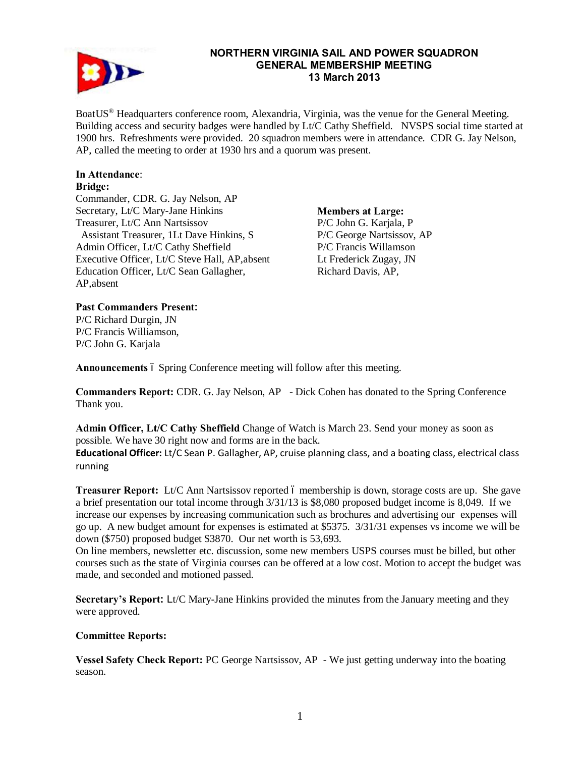# NORTHERN VIRGINIA SAIL AND POWER SQUADRON
## GENERAL MEMBERSHIP MEETING
## 13 March 2013

BoatUS® Headquarters conference room, Alexandria, Virginia, was the venue for the General Meeting. Building access and security badges were handled by Lt/C Cathy Sheffield. NVSPS social time started at 1900 hrs. Refreshments were provided. 20 squadron members were in attendance. CDR G. Jay Nelson, AP, called the meeting to order at 1930 hrs and a quorum was present.

**In Attendance**:

**Bridge:**

Commander, CDR. G. Jay Nelson, AP
Secretary, Lt/C Mary-Jane Hinkins
Treasurer, Lt/C Ann Nartsissov
 Assistant Treasurer, 1Lt Dave Hinkins, S
Admin Officer, Lt/C Cathy Sheffield
Executive Officer, Lt/C Steve Hall, AP,absent
Education Officer, Lt/C Sean Gallagher, AP,absent

**Members at Large:**

P/C John G. Karjala, P
P/C George Nartsissov, AP
P/C Francis Willamson
Lt Frederick Zugay, JN
Richard Davis, AP,

**Past Commanders Present:**

P/C Richard Durgin, JN
P/C Francis Williamson,
P/C John G. Karjala

**Announcements** – Spring Conference meeting will follow after this meeting.

**Commanders Report:** CDR. G. Jay Nelson, AP - Dick Cohen has donated to the Spring Conference Thank you.

**Admin Officer, Lt/C Cathy Sheffield** Change of Watch is March 23. Send your money as soon as possible. We have 30 right now and forms are in the back.

**Educational Officer:** Lt/C Sean P. Gallagher, AP, cruise planning class, and a boating class, electrical class running

**Treasurer Report:** Lt/C Ann Nartsissov reported – membership is down, storage costs are up. She gave a brief presentation our total income through 3/31/13 is $8,080 proposed budget income is 8,049. If we increase our expenses by increasing communication such as brochures and advertising our expenses will go up. A new budget amount for expenses is estimated at $5375. 3/31/31 expenses vs income we will be down ($750) proposed budget $3870. Our net worth is 53,693.

On line members, newsletter etc. discussion, some new members USPS courses must be billed, but other courses such as the state of Virginia courses can be offered at a low cost. Motion to accept the budget was made, and seconded and motioned passed.

**Secretary's Report:** Lt/C Mary-Jane Hinkins provided the minutes from the January meeting and they were approved.

**Committee Reports:**

**Vessel Safety Check Report:** PC George Nartsissov, AP - We just getting underway into the boating season.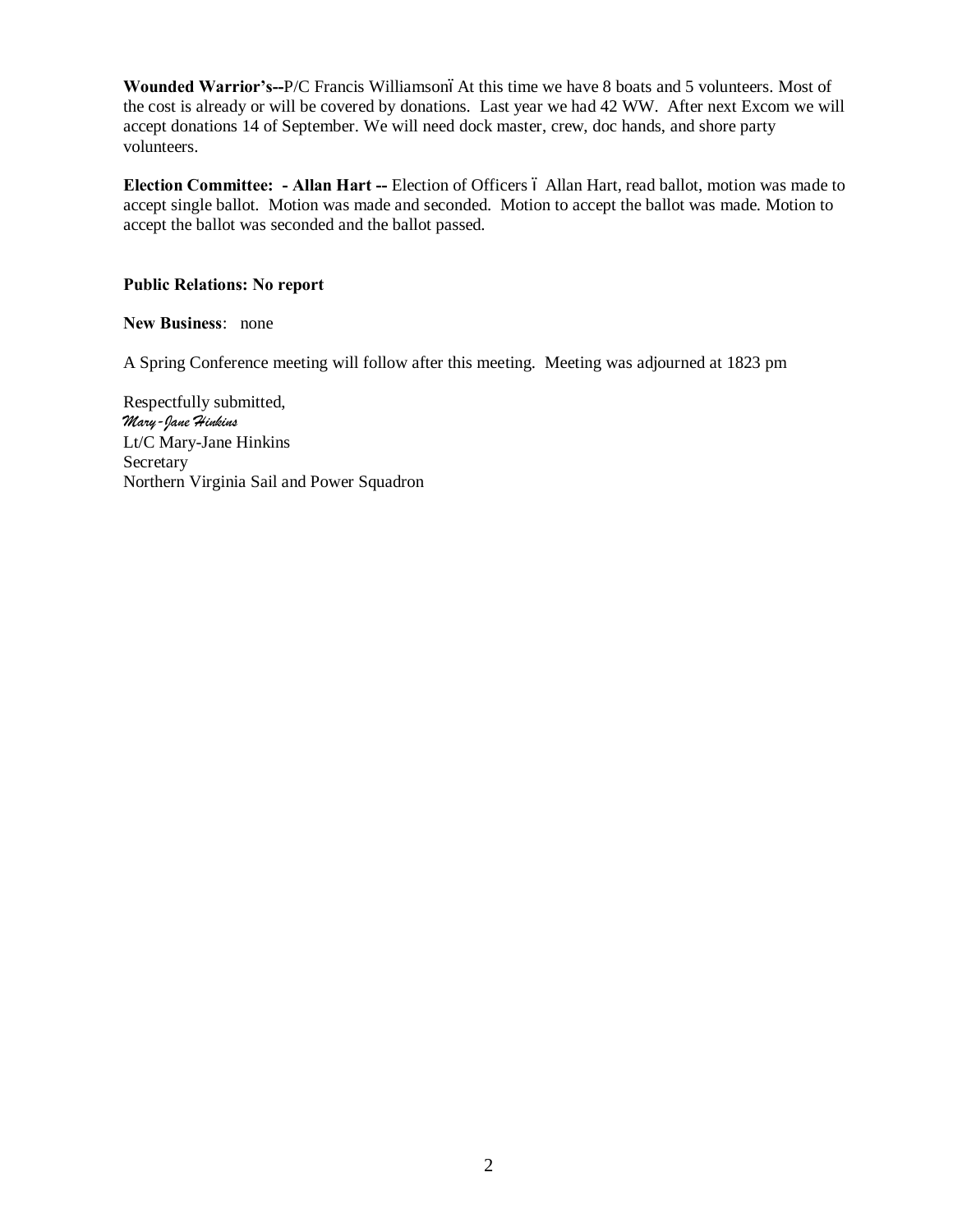**Wounded Warrior's--**P/C Francis Williamson– At this time we have 8 boats and 5 volunteers. Most of the cost is already or will be covered by donations. Last year we had 42 WW. After next Excom we will accept donations 14 of September. We will need dock master, crew, doc hands, and shore party volunteers.

**Election Committee: - Allan Hart --** Election of Officers – Allan Hart, read ballot, motion was made to accept single ballot. Motion was made and seconded. Motion to accept the ballot was made. Motion to accept the ballot was seconded and the ballot passed.

**Public Relations: No report**

**New Business**: none

A Spring Conference meeting will follow after this meeting. Meeting was adjourned at 1823 pm

Respectfully submitted,
*Mary-Jane Hinkins*
Lt/C Mary-Jane Hinkins
Secretary
Northern Virginia Sail and Power Squadron